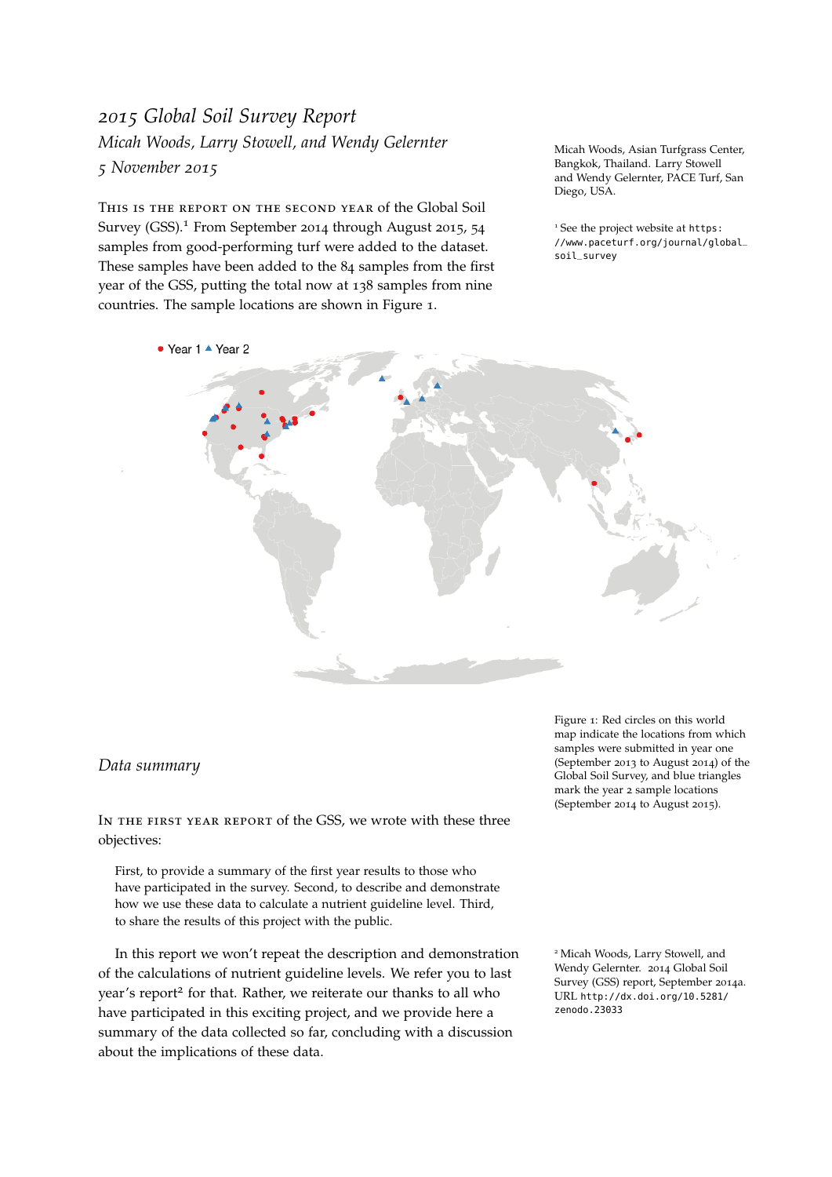# 2015 Global Soil Survey Report

*Micah Woods, Larry Stowell, and Wendy Gelernter*

*5 November 2015*

Micah Woods, Asian Turfgrass Center, Bangkok, Thailand. Larry Stowell and Wendy Gelernter, PACE Turf, San Diego, USA.

This is the report on the second year of the Global Soil Survey (GSS).[1] From September 2014 through August 2015, 54 samples from good-performing turf were added to the dataset. These samples have been added to the 84 samples from the first year of the GSS, putting the total now at 138 samples from nine countries. The sample locations are shown in Figure 1.

[1] See the project website at https://www.paceturf.org/journal/global_soil_survey

Figure 1: Red circles on this world map indicate the locations from which samples were submitted in year one (September 2013 to August 2014) of the Global Soil Survey, and blue triangles mark the year 2 sample locations (September 2014 to August 2015).

## Data summary

In the first year report of the GSS, we wrote with these three objectives:

> First, to provide a summary of the first year results to those who have participated in the survey. Second, to describe and demonstrate how we use these data to calculate a nutrient guideline level. Third, to share the results of this project with the public.

In this report we won't repeat the description and demonstration of the calculations of nutrient guideline levels. We refer you to last year's report[2] for that. Rather, we reiterate our thanks to all who have participated in this exciting project, and we provide here a summary of the data collected so far, concluding with a discussion about the implications of these data.

[2] Micah Woods, Larry Stowell, and Wendy Gelernter. 2014 Global Soil Survey (GSS) report, September 2014a. URL http://dx.doi.org/10.5281/zenodo.23033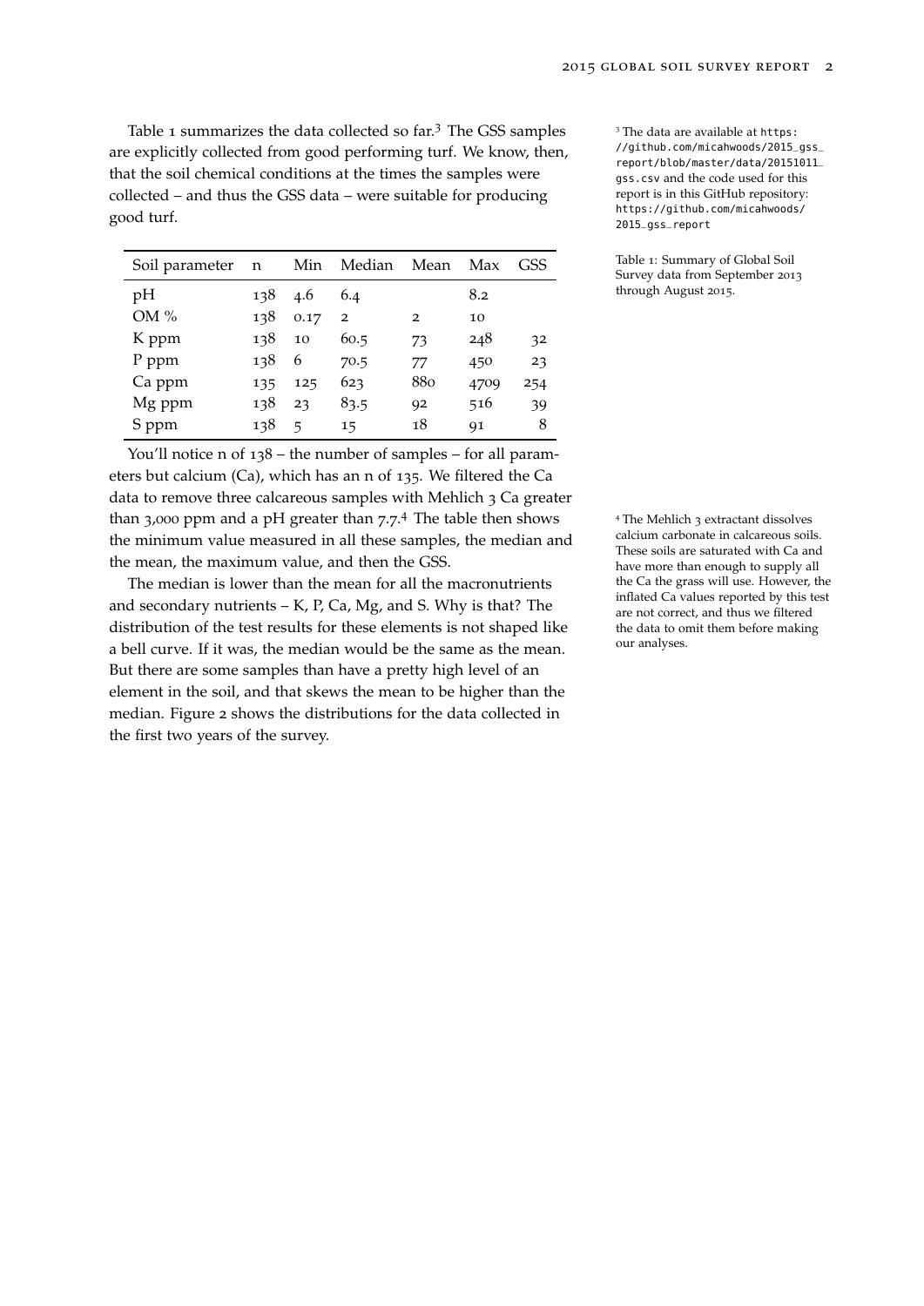Table 1 summarizes the data collected so far.[3] The GSS samples are explicitly collected from good performing turf. We know, then, that the soil chemical conditions at the times the samples were collected – and thus the GSS data – were suitable for producing good turf.

[3] The data are available at https://github.com/micahwoods/2015_gss_report/blob/master/data/20151011_gss.csv and the code used for this report is in this GitHub repository: https://github.com/micahwoods/2015_gss_report

| Soil parameter | n | Min | Median | Mean | Max | GSS |
|---|---|---|---|---|---|---|
| pH | 138 | 4.6 | 6.4 | | 8.2 | |
| OM % | 138 | 0.17 | 2 | 2 | 10 | |
| K ppm | 138 | 10 | 60.5 | 73 | 248 | 32 |
| P ppm | 138 | 6 | 70.5 | 77 | 450 | 23 |
| Ca ppm | 135 | 125 | 623 | 880 | 4709 | 254 |
| Mg ppm | 138 | 23 | 83.5 | 92 | 516 | 39 |
| S ppm | 138 | 5 | 15 | 18 | 91 | 8 |

Table 1: Summary of Global Soil Survey data from September 2013 through August 2015.

You'll notice n of 138 – the number of samples – for all parameters but calcium (Ca), which has an n of 135. We filtered the Ca data to remove three calcareous samples with Mehlich 3 Ca greater than 3,000 ppm and a pH greater than 7.7.[4] The table then shows the minimum value measured in all these samples, the median and the mean, the maximum value, and then the GSS.

[4] The Mehlich 3 extractant dissolves calcium carbonate in calcareous soils. These soils are saturated with Ca and have more than enough to supply all the Ca the grass will use. However, the inflated Ca values reported by this test are not correct, and thus we filtered the data to omit them before making our analyses.

The median is lower than the mean for all the macronutrients and secondary nutrients – K, P, Ca, Mg, and S. Why is that? The distribution of the test results for these elements is not shaped like a bell curve. If it was, the median would be the same as the mean. But there are some samples than have a pretty high level of an element in the soil, and that skews the mean to be higher than the median. Figure 2 shows the distributions for the data collected in the first two years of the survey.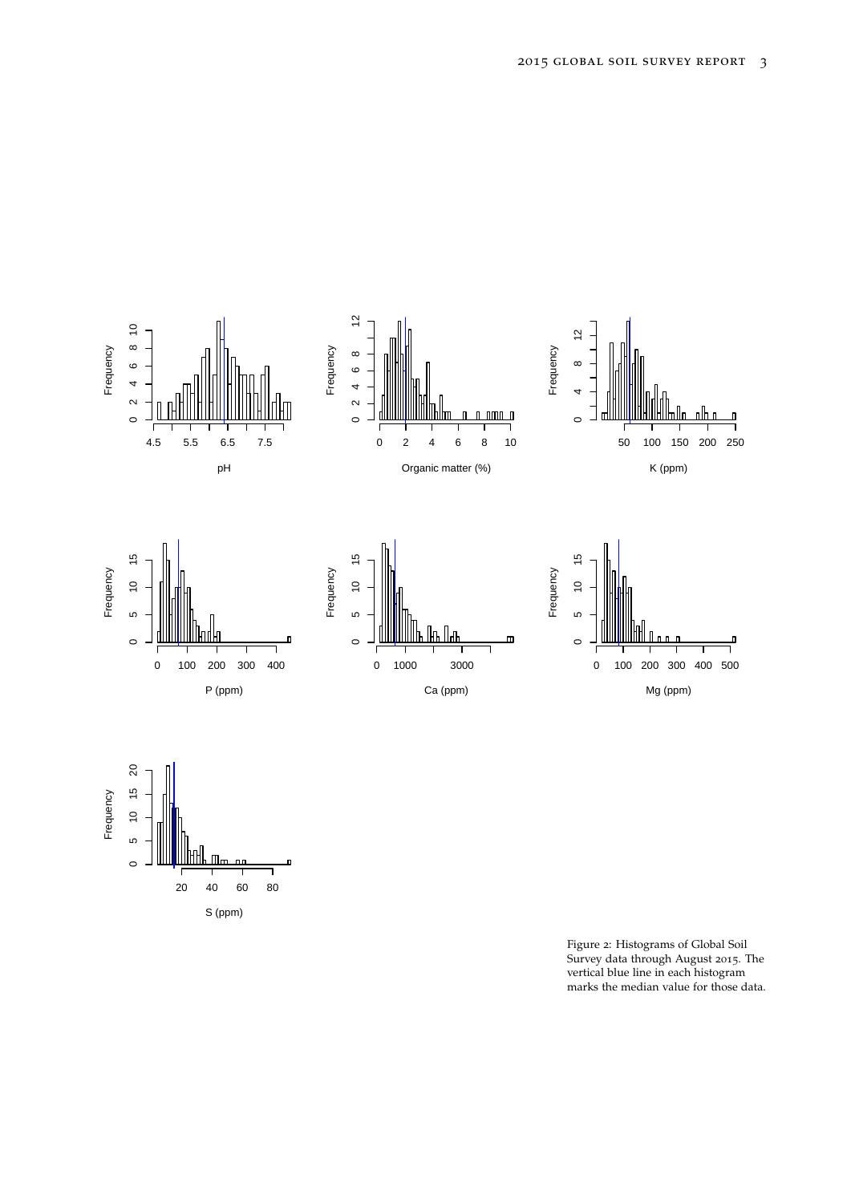Figure 2: Histograms of Global Soil Survey data through August 2015. The vertical blue line in each histogram marks the median value for those data.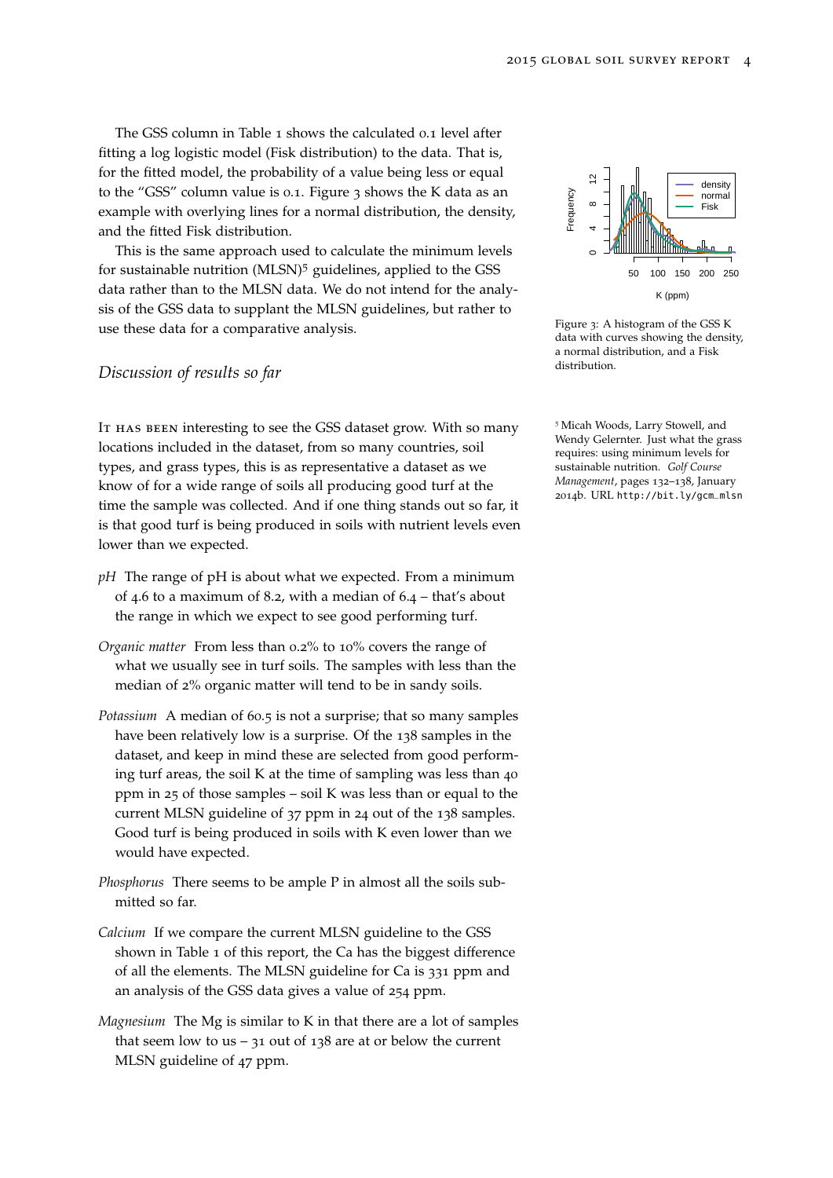The GSS column in Table 1 shows the calculated 0.1 level after fitting a log logistic model (Fisk distribution) to the data. That is, for the fitted model, the probability of a value being less or equal to the "GSS" column value is 0.1. Figure 3 shows the K data as an example with overlying lines for a normal distribution, the density, and the fitted Fisk distribution.

This is the same approach used to calculate the minimum levels for sustainable nutrition (MLSN)[5] guidelines, applied to the GSS data rather than to the MLSN data. We do not intend for the analysis of the GSS data to supplant the MLSN guidelines, but rather to use these data for a comparative analysis.

Figure 3: A histogram of the GSS K data with curves showing the density, a normal distribution, and a Fisk distribution.

## *Discussion of results so far*

IT HAS BEEN interesting to see the GSS dataset grow. With so many locations included in the dataset, from so many countries, soil types, and grass types, this is as representative a dataset as we know of for a wide range of soils all producing good turf at the time the sample was collected. And if one thing stands out so far, it is that good turf is being produced in soils with nutrient levels even lower than we expected.

*pH* The range of pH is about what we expected. From a minimum of 4.6 to a maximum of 8.2, with a median of 6.4 – that's about the range in which we expect to see good performing turf.

*Organic matter* From less than 0.2% to 10% covers the range of what we usually see in turf soils. The samples with less than the median of 2% organic matter will tend to be in sandy soils.

*Potassium* A median of 60.5 is not a surprise; that so many samples have been relatively low is a surprise. Of the 138 samples in the dataset, and keep in mind these are selected from good performing turf areas, the soil K at the time of sampling was less than 40 ppm in 25 of those samples – soil K was less than or equal to the current MLSN guideline of 37 ppm in 24 out of the 138 samples. Good turf is being produced in soils with K even lower than we would have expected.

*Phosphorus* There seems to be ample P in almost all the soils submitted so far.

*Calcium* If we compare the current MLSN guideline to the GSS shown in Table 1 of this report, the Ca has the biggest difference of all the elements. The MLSN guideline for Ca is 331 ppm and an analysis of the GSS data gives a value of 254 ppm.

*Magnesium* The Mg is similar to K in that there are a lot of samples that seem low to us – 31 out of 138 are at or below the current MLSN guideline of 47 ppm.

[5] Micah Woods, Larry Stowell, and Wendy Gelernter. Just what the grass requires: using minimum levels for sustainable nutrition. *Golf Course Management*, pages 132–138, January 2014b. URL http://bit.ly/gcm_mlsn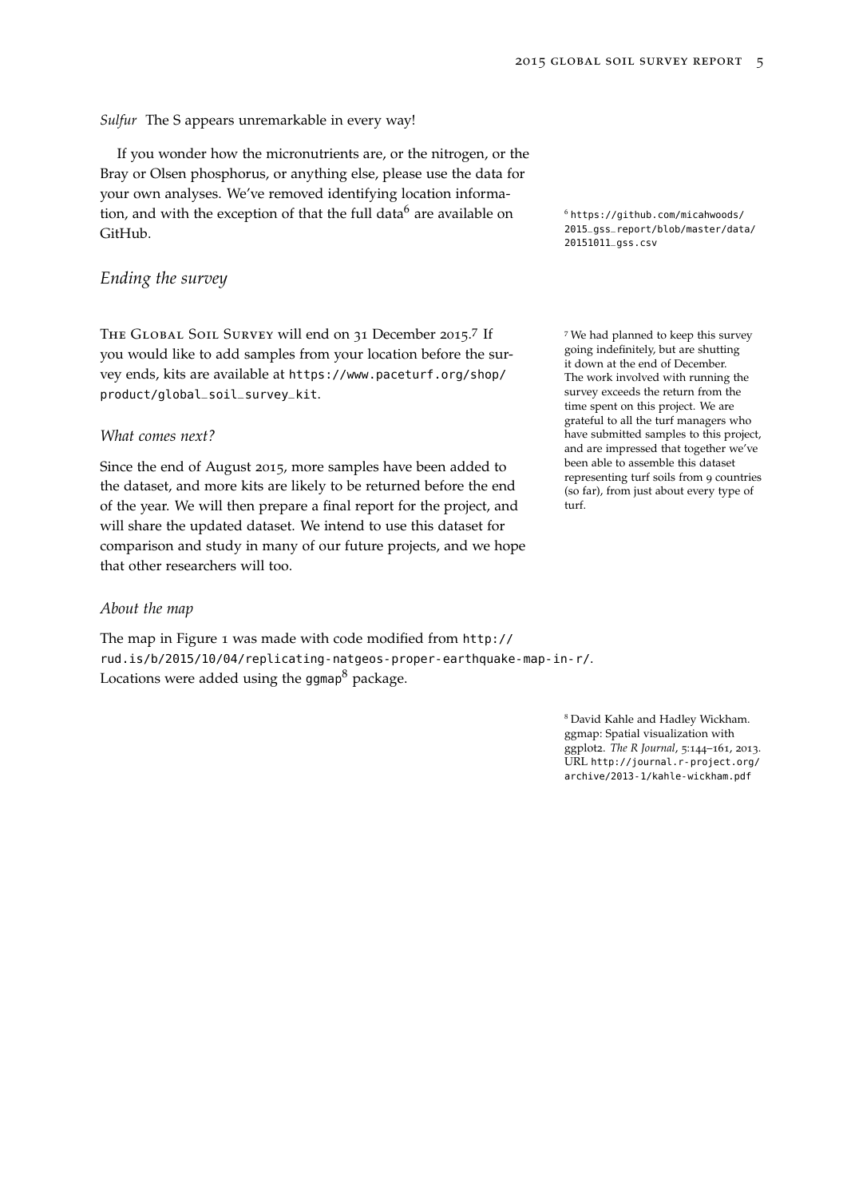*Sulfur* The S appears unremarkable in every way!

If you wonder how the micronutrients are, or the nitrogen, or the Bray or Olsen phosphorus, or anything else, please use the data for your own analyses. We've removed identifying location information, and with the exception of that the full data[6] are available on GitHub.

[6] https://github.com/micahwoods/2015_gss_report/blob/master/data/20151011_gss.csv

## *Ending the survey*

THE GLOBAL SOIL SURVEY will end on 31 December 2015.[7] If you would like to add samples from your location before the survey ends, kits are available at https://www.paceturf.org/shop/product/global_soil_survey_kit.

[7] We had planned to keep this survey going indefinitely, but are shutting it down at the end of December. The work involved with running the survey exceeds the return from the time spent on this project. We are grateful to all the turf managers who have submitted samples to this project, and are impressed that together we've been able to assemble this dataset representing turf soils from 9 countries (so far), from just about every type of turf.

### *What comes next?*

Since the end of August 2015, more samples have been added to the dataset, and more kits are likely to be returned before the end of the year. We will then prepare a final report for the project, and will share the updated dataset. We intend to use this dataset for comparison and study in many of our future projects, and we hope that other researchers will too.

### *About the map*

The map in Figure 1 was made with code modified from http://rud.is/b/2015/10/04/replicating-natgeos-proper-earthquake-map-in-r/. Locations were added using the ggmap[8] package.

[8] David Kahle and Hadley Wickham. ggmap: Spatial visualization with ggplot2. *The R Journal*, 5:144–161, 2013. URL http://journal.r-project.org/archive/2013-1/kahle-wickham.pdf